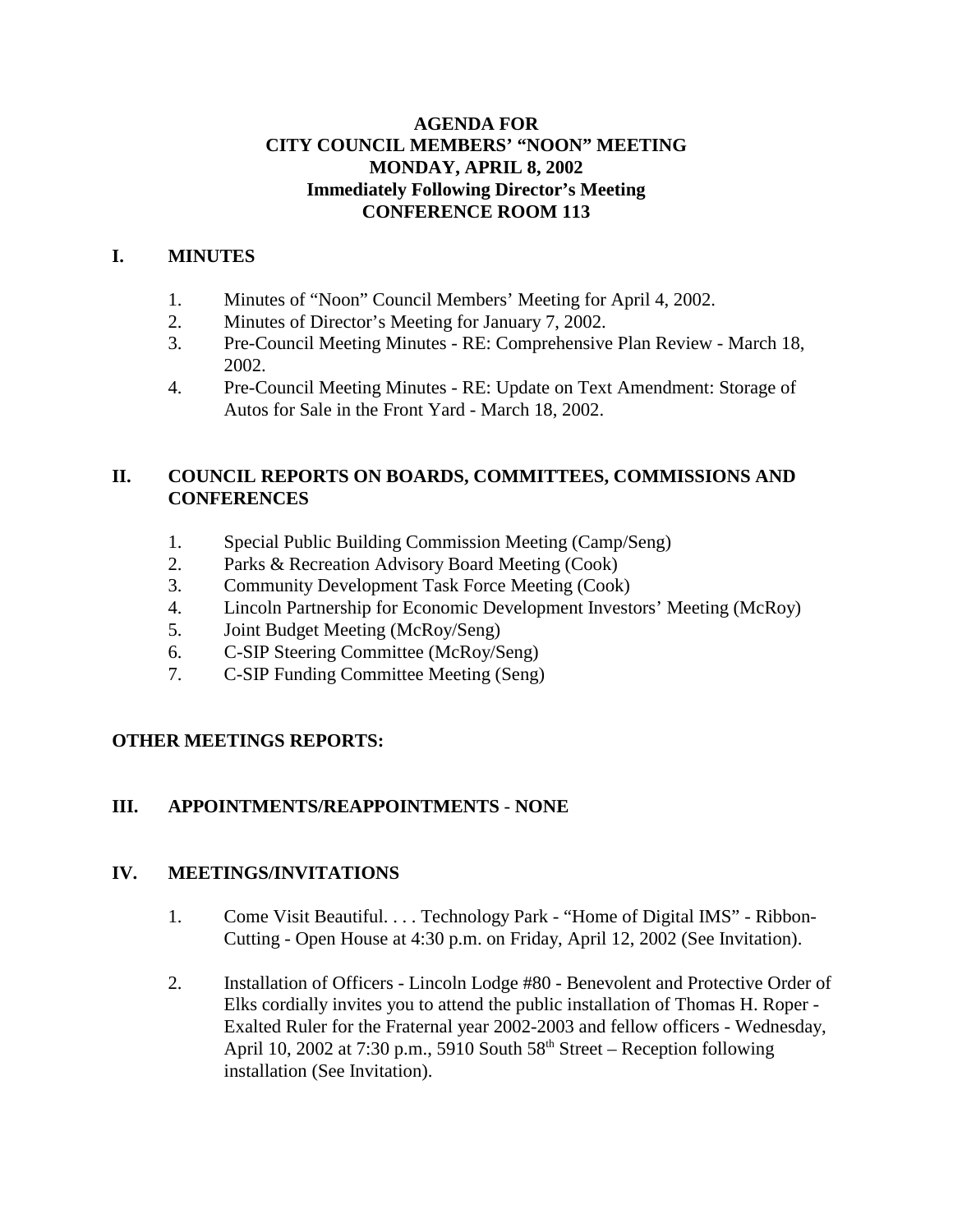**AGENDA FOR**
**CITY COUNCIL MEMBERS' "NOON" MEETING**
**MONDAY, APRIL 8, 2002**
**Immediately Following Director's Meeting**
**CONFERENCE ROOM 113**

## I. MINUTES

1. Minutes of "Noon" Council Members' Meeting for April 4, 2002.
2. Minutes of Director's Meeting for January 7, 2002.
3. Pre-Council Meeting Minutes - RE: Comprehensive Plan Review - March 18, 2002.
4. Pre-Council Meeting Minutes - RE: Update on Text Amendment: Storage of Autos for Sale in the Front Yard - March 18, 2002.

## II. COUNCIL REPORTS ON BOARDS, COMMITTEES, COMMISSIONS AND CONFERENCES

1. Special Public Building Commission Meeting (Camp/Seng)
2. Parks & Recreation Advisory Board Meeting (Cook)
3. Community Development Task Force Meeting (Cook)
4. Lincoln Partnership for Economic Development Investors' Meeting (McRoy)
5. Joint Budget Meeting (McRoy/Seng)
6. C-SIP Steering Committee (McRoy/Seng)
7. C-SIP Funding Committee Meeting (Seng)

**OTHER MEETINGS REPORTS:**

## III. APPOINTMENTS/REAPPOINTMENTS - NONE

## IV. MEETINGS/INVITATIONS

1. Come Visit Beautiful. . . . Technology Park - "Home of Digital IMS" - Ribbon-Cutting - Open House at 4:30 p.m. on Friday, April 12, 2002 (See Invitation).

2. Installation of Officers - Lincoln Lodge #80 - Benevolent and Protective Order of Elks cordially invites you to attend the public installation of Thomas H. Roper - Exalted Ruler for the Fraternal year 2002-2003 and fellow officers - Wednesday, April 10, 2002 at 7:30 p.m., 5910 South 58th Street – Reception following installation (See Invitation).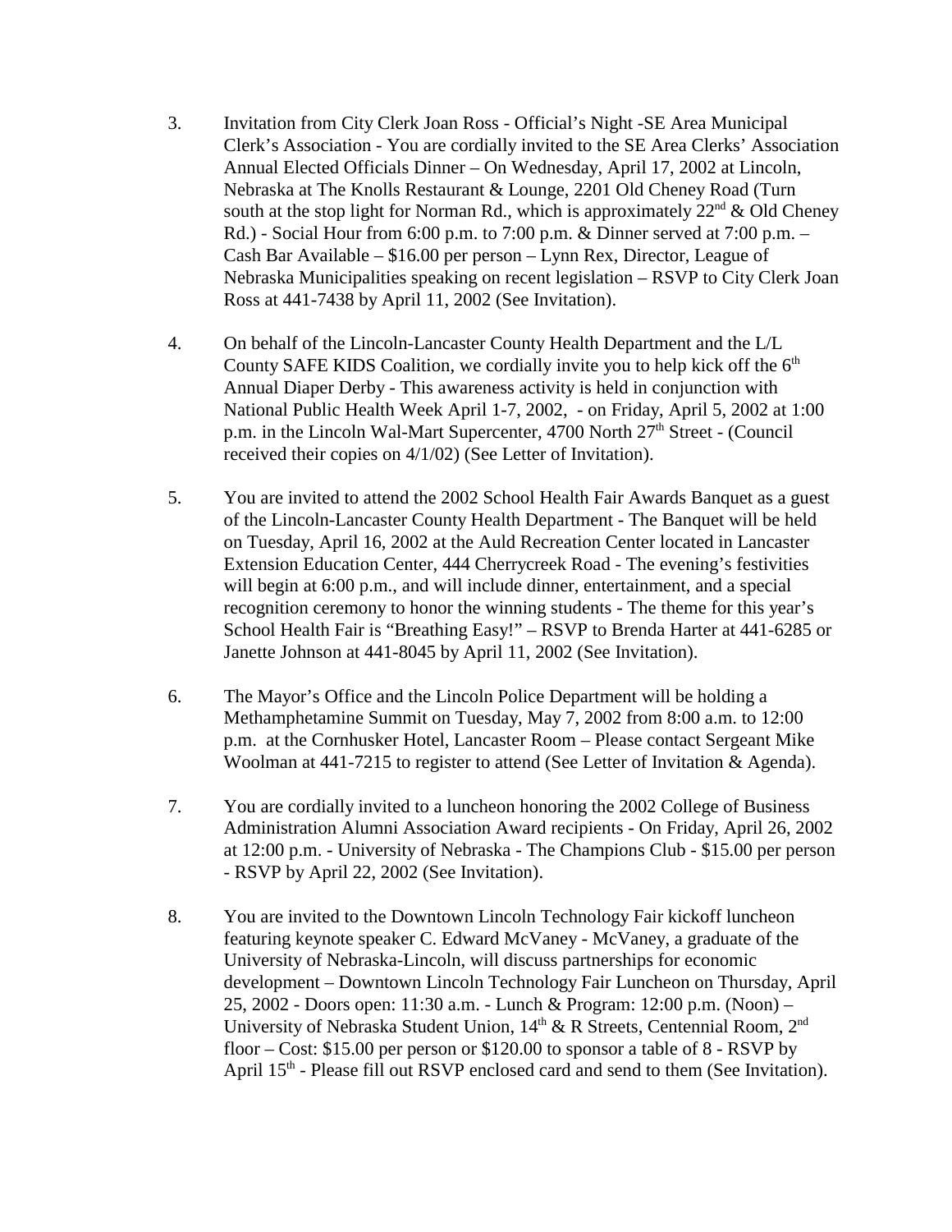3. Invitation from City Clerk Joan Ross - Official's Night -SE Area Municipal Clerk's Association - You are cordially invited to the SE Area Clerks' Association Annual Elected Officials Dinner – On Wednesday, April 17, 2002 at Lincoln, Nebraska at The Knolls Restaurant & Lounge, 2201 Old Cheney Road (Turn south at the stop light for Norman Rd., which is approximately 22nd & Old Cheney Rd.) - Social Hour from 6:00 p.m. to 7:00 p.m. & Dinner served at 7:00 p.m. – Cash Bar Available – $16.00 per person – Lynn Rex, Director, League of Nebraska Municipalities speaking on recent legislation – RSVP to City Clerk Joan Ross at 441-7438 by April 11, 2002 (See Invitation).

4. On behalf of the Lincoln-Lancaster County Health Department and the L/L County SAFE KIDS Coalition, we cordially invite you to help kick off the 6th Annual Diaper Derby - This awareness activity is held in conjunction with National Public Health Week April 1-7, 2002, - on Friday, April 5, 2002 at 1:00 p.m. in the Lincoln Wal-Mart Supercenter, 4700 North 27th Street - (Council received their copies on 4/1/02) (See Letter of Invitation).

5. You are invited to attend the 2002 School Health Fair Awards Banquet as a guest of the Lincoln-Lancaster County Health Department - The Banquet will be held on Tuesday, April 16, 2002 at the Auld Recreation Center located in Lancaster Extension Education Center, 444 Cherrycreek Road - The evening's festivities will begin at 6:00 p.m., and will include dinner, entertainment, and a special recognition ceremony to honor the winning students - The theme for this year's School Health Fair is "Breathing Easy!" – RSVP to Brenda Harter at 441-6285 or Janette Johnson at 441-8045 by April 11, 2002 (See Invitation).

6. The Mayor's Office and the Lincoln Police Department will be holding a Methamphetamine Summit on Tuesday, May 7, 2002 from 8:00 a.m. to 12:00 p.m. at the Cornhusker Hotel, Lancaster Room – Please contact Sergeant Mike Woolman at 441-7215 to register to attend (See Letter of Invitation & Agenda).

7. You are cordially invited to a luncheon honoring the 2002 College of Business Administration Alumni Association Award recipients - On Friday, April 26, 2002 at 12:00 p.m. - University of Nebraska - The Champions Club - $15.00 per person - RSVP by April 22, 2002 (See Invitation).

8. You are invited to the Downtown Lincoln Technology Fair kickoff luncheon featuring keynote speaker C. Edward McVaney - McVaney, a graduate of the University of Nebraska-Lincoln, will discuss partnerships for economic development – Downtown Lincoln Technology Fair Luncheon on Thursday, April 25, 2002 - Doors open: 11:30 a.m. - Lunch & Program: 12:00 p.m. (Noon) – University of Nebraska Student Union, 14th & R Streets, Centennial Room, 2nd floor – Cost: $15.00 per person or $120.00 to sponsor a table of 8 - RSVP by April 15th - Please fill out RSVP enclosed card and send to them (See Invitation).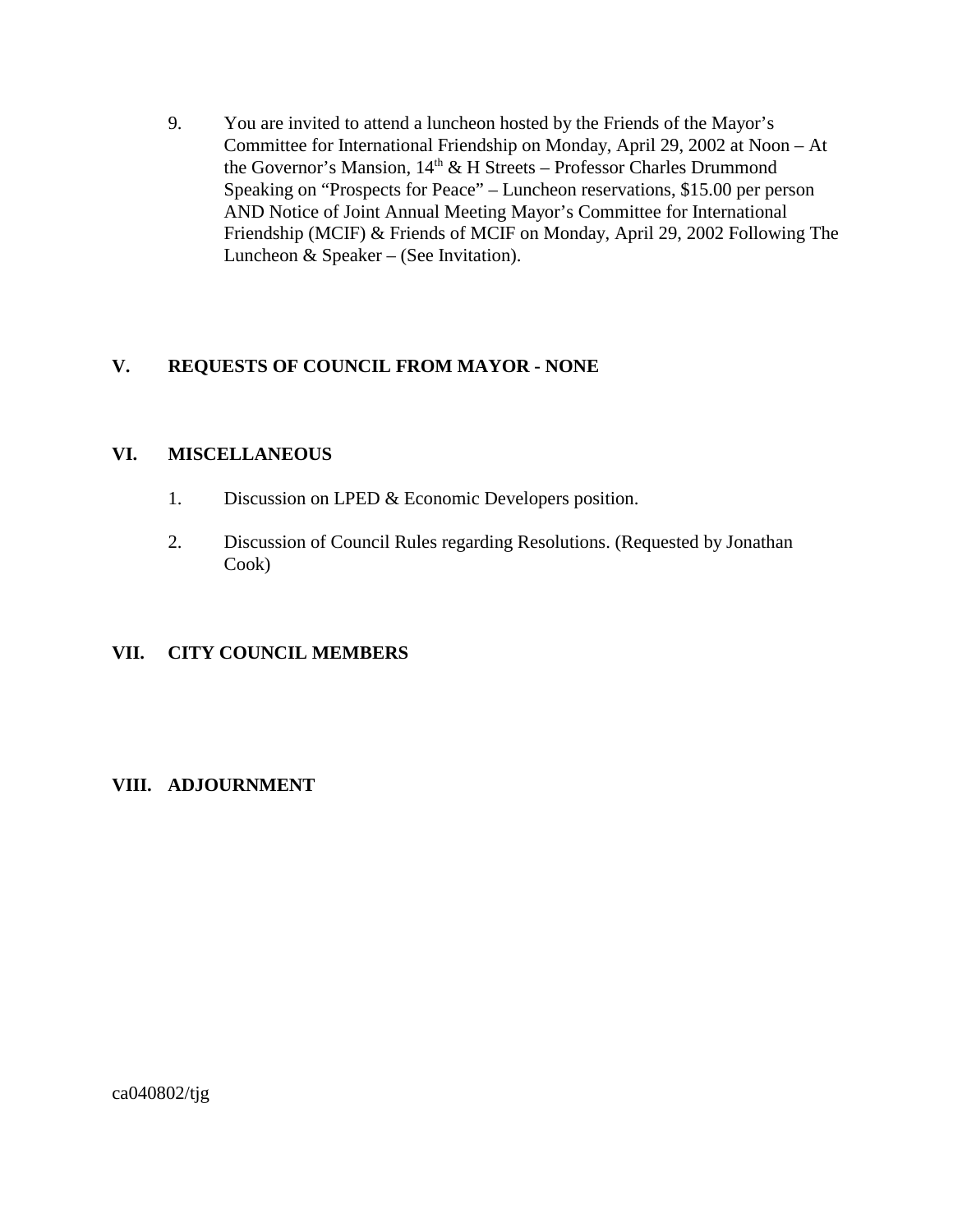9. You are invited to attend a luncheon hosted by the Friends of the Mayor's Committee for International Friendship on Monday, April 29, 2002 at Noon – At the Governor's Mansion, 14th & H Streets – Professor Charles Drummond Speaking on "Prospects for Peace" – Luncheon reservations, $15.00 per person AND Notice of Joint Annual Meeting Mayor's Committee for International Friendship (MCIF) & Friends of MCIF on Monday, April 29, 2002 Following The Luncheon & Speaker – (See Invitation).

## V. REQUESTS OF COUNCIL FROM MAYOR - NONE

## VI. MISCELLANEOUS

1. Discussion on LPED & Economic Developers position.

2. Discussion of Council Rules regarding Resolutions. (Requested by Jonathan Cook)

## VII. CITY COUNCIL MEMBERS

## VIII. ADJOURNMENT

ca040802/tjg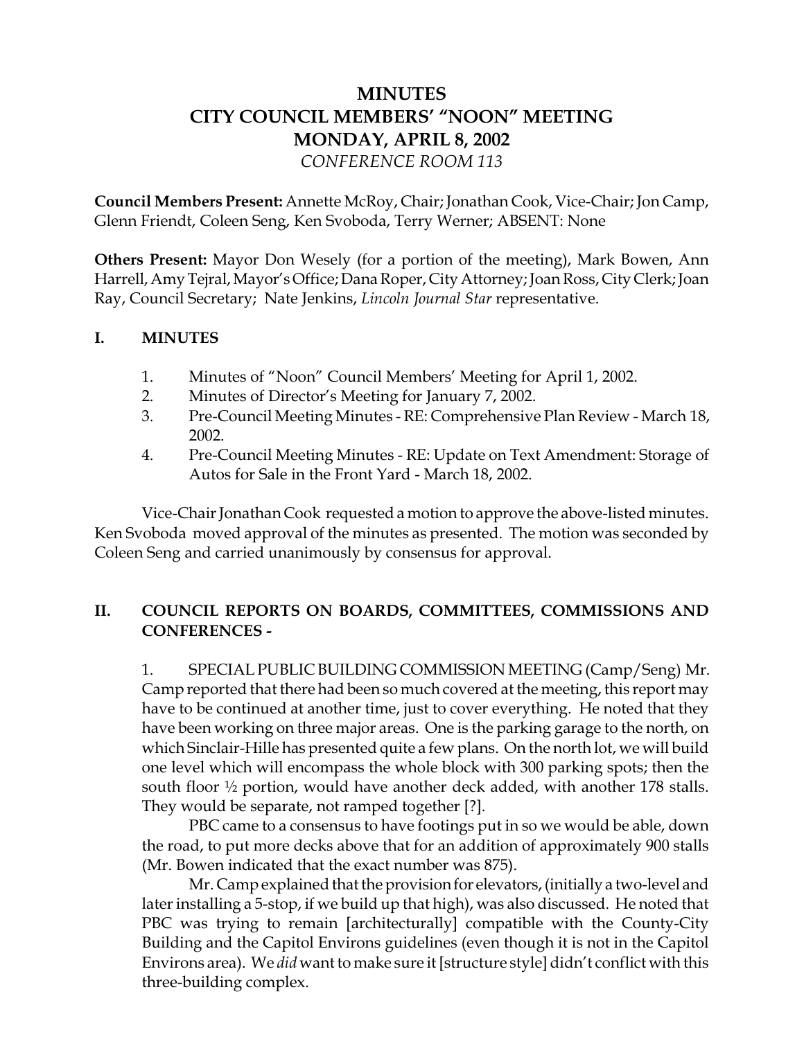# MINUTES
# CITY COUNCIL MEMBERS' "NOON" MEETING
# MONDAY, APRIL 8, 2002
*CONFERENCE ROOM 113*

**Council Members Present:** Annette McRoy, Chair; Jonathan Cook, Vice-Chair; Jon Camp, Glenn Friendt, Coleen Seng, Ken Svoboda, Terry Werner; ABSENT: None

**Others Present:** Mayor Don Wesely (for a portion of the meeting), Mark Bowen, Ann Harrell, Amy Tejral, Mayor's Office; Dana Roper, City Attorney; Joan Ross, City Clerk; Joan Ray, Council Secretary; Nate Jenkins, *Lincoln Journal Star* representative.

## I. MINUTES

1. Minutes of "Noon" Council Members' Meeting for April 1, 2002.
2. Minutes of Director's Meeting for January 7, 2002.
3. Pre-Council Meeting Minutes - RE: Comprehensive Plan Review - March 18, 2002.
4. Pre-Council Meeting Minutes - RE: Update on Text Amendment: Storage of Autos for Sale in the Front Yard - March 18, 2002.

Vice-Chair Jonathan Cook requested a motion to approve the above-listed minutes. Ken Svoboda moved approval of the minutes as presented. The motion was seconded by Coleen Seng and carried unanimously by consensus for approval.

## II. COUNCIL REPORTS ON BOARDS, COMMITTEES, COMMISSIONS AND CONFERENCES -

1. SPECIAL PUBLIC BUILDING COMMISSION MEETING (Camp/Seng) Mr. Camp reported that there had been so much covered at the meeting, this report may have to be continued at another time, just to cover everything. He noted that they have been working on three major areas. One is the parking garage to the north, on which Sinclair-Hille has presented quite a few plans. On the north lot, we will build one level which will encompass the whole block with 300 parking spots; then the south floor ½ portion, would have another deck added, with another 178 stalls. They would be separate, not ramped together [?].

PBC came to a consensus to have footings put in so we would be able, down the road, to put more decks above that for an addition of approximately 900 stalls (Mr. Bowen indicated that the exact number was 875).

Mr. Camp explained that the provision for elevators, (initially a two-level and later installing a 5-stop, if we build up that high), was also discussed. He noted that PBC was trying to remain [architecturally] compatible with the County-City Building and the Capitol Environs guidelines (even though it is not in the Capitol Environs area). We *did* want to make sure it [structure style] didn't conflict with this three-building complex.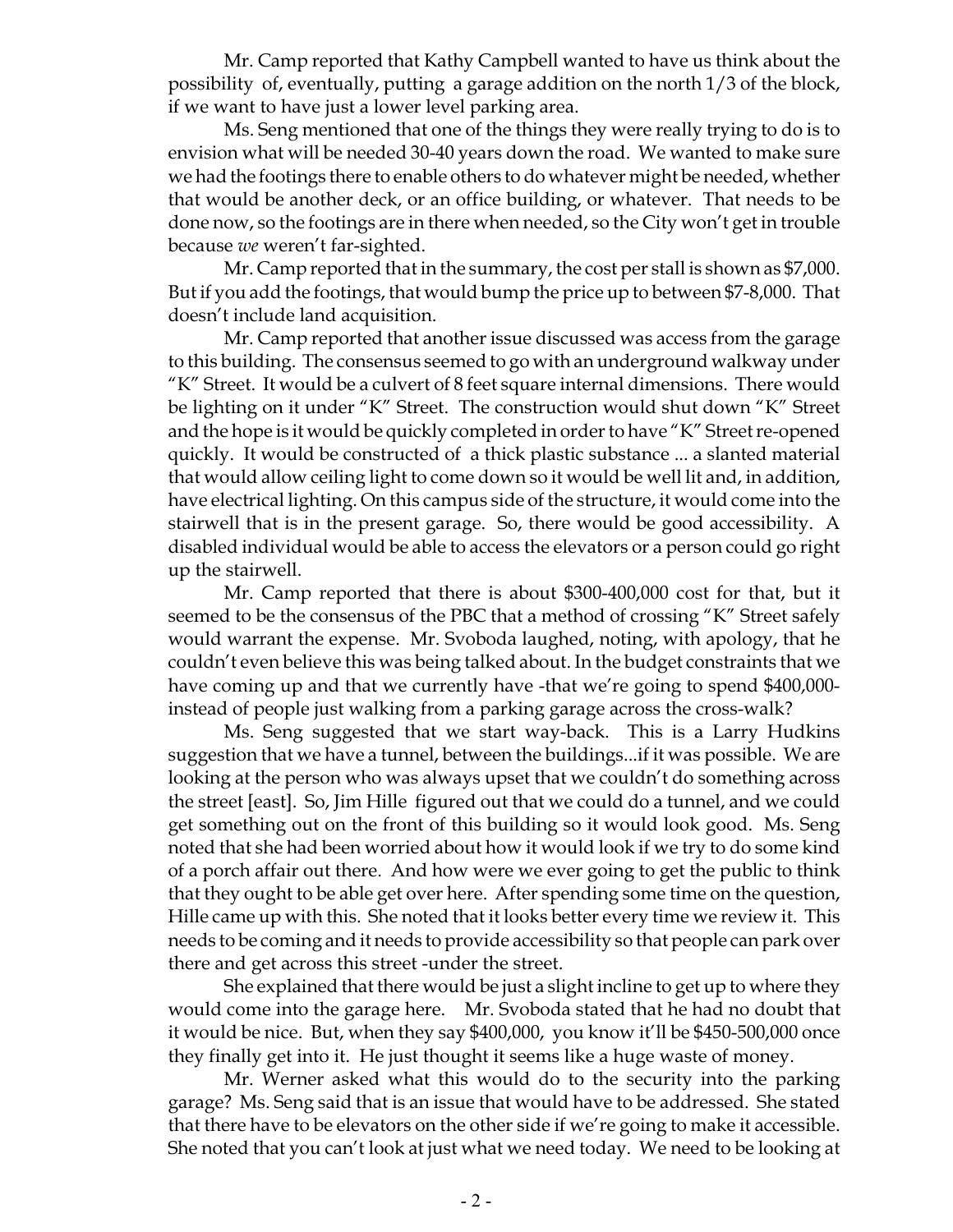Mr. Camp reported that Kathy Campbell wanted to have us think about the possibility of, eventually, putting a garage addition on the north 1/3 of the block, if we want to have just a lower level parking area.

Ms. Seng mentioned that one of the things they were really trying to do is to envision what will be needed 30-40 years down the road. We wanted to make sure we had the footings there to enable others to do whatever might be needed, whether that would be another deck, or an office building, or whatever. That needs to be done now, so the footings are in there when needed, so the City won't get in trouble because *we* weren't far-sighted.

Mr. Camp reported that in the summary, the cost per stall is shown as $7,000. But if you add the footings, that would bump the price up to between $7-8,000. That doesn't include land acquisition.

Mr. Camp reported that another issue discussed was access from the garage to this building. The consensus seemed to go with an underground walkway under "K" Street. It would be a culvert of 8 feet square internal dimensions. There would be lighting on it under "K" Street. The construction would shut down "K" Street and the hope is it would be quickly completed in order to have "K" Street re-opened quickly. It would be constructed of a thick plastic substance ... a slanted material that would allow ceiling light to come down so it would be well lit and, in addition, have electrical lighting. On this campus side of the structure, it would come into the stairwell that is in the present garage. So, there would be good accessibility. A disabled individual would be able to access the elevators or a person could go right up the stairwell.

Mr. Camp reported that there is about $300-400,000 cost for that, but it seemed to be the consensus of the PBC that a method of crossing "K" Street safely would warrant the expense. Mr. Svoboda laughed, noting, with apology, that he couldn't even believe this was being talked about. In the budget constraints that we have coming up and that we currently have -that we're going to spend $400,000- instead of people just walking from a parking garage across the cross-walk?

Ms. Seng suggested that we start way-back. This is a Larry Hudkins suggestion that we have a tunnel, between the buildings...if it was possible. We are looking at the person who was always upset that we couldn't do something across the street [east]. So, Jim Hille figured out that we could do a tunnel, and we could get something out on the front of this building so it would look good. Ms. Seng noted that she had been worried about how it would look if we try to do some kind of a porch affair out there. And how were we ever going to get the public to think that they ought to be able get over here. After spending some time on the question, Hille came up with this. She noted that it looks better every time we review it. This needs to be coming and it needs to provide accessibility so that people can park over there and get across this street -under the street.

She explained that there would be just a slight incline to get up to where they would come into the garage here. Mr. Svoboda stated that he had no doubt that it would be nice. But, when they say $400,000, you know it'll be $450-500,000 once they finally get into it. He just thought it seems like a huge waste of money.

Mr. Werner asked what this would do to the security into the parking garage? Ms. Seng said that is an issue that would have to be addressed. She stated that there have to be elevators on the other side if we're going to make it accessible. She noted that you can't look at just what we need today. We need to be looking at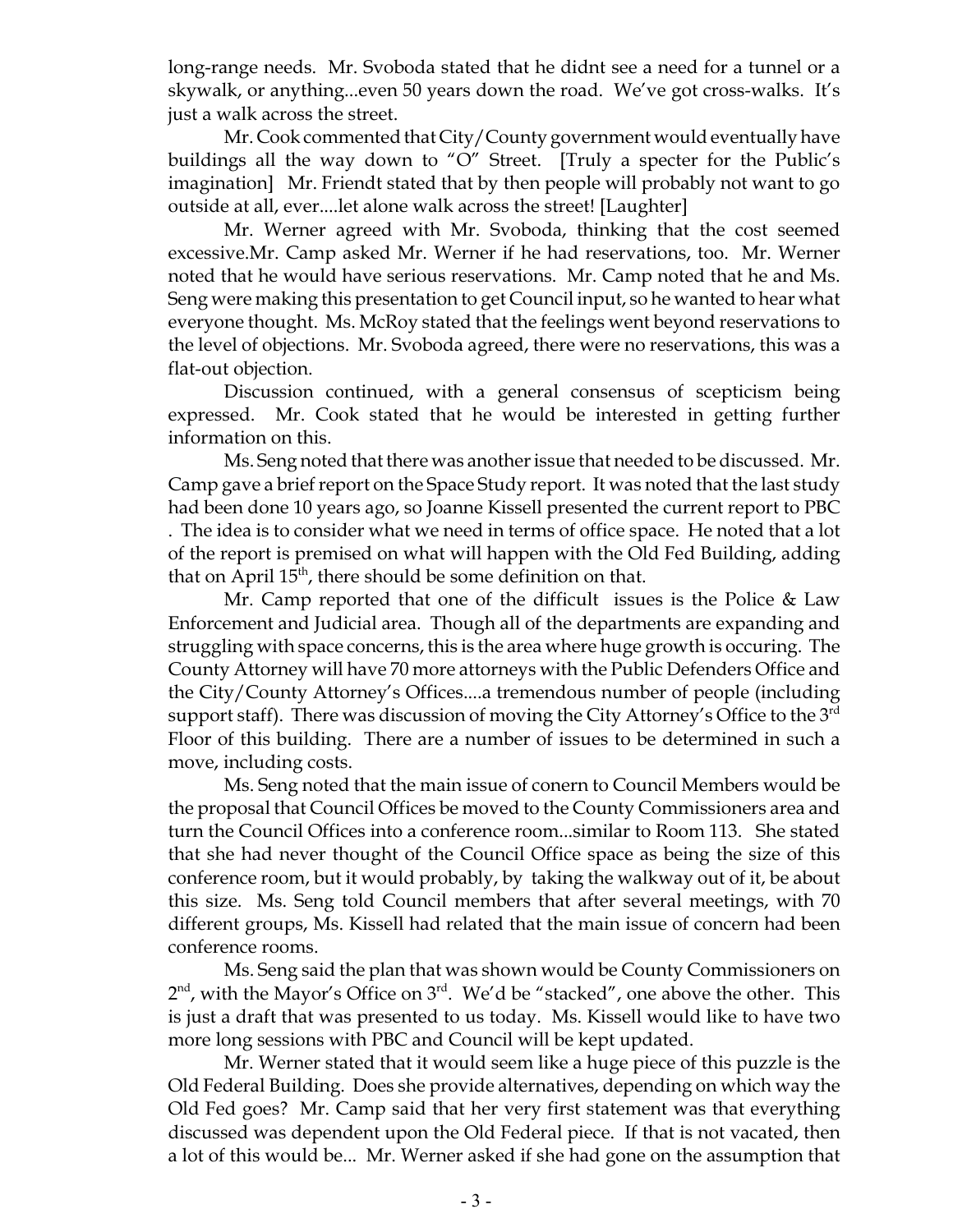long-range needs. Mr. Svoboda stated that he didnt see a need for a tunnel or a skywalk, or anything...even 50 years down the road. We've got cross-walks. It's just a walk across the street.

Mr. Cook commented that City/County government would eventually have buildings all the way down to "O" Street. [Truly a specter for the Public's imagination] Mr. Friendt stated that by then people will probably not want to go outside at all, ever....let alone walk across the street! [Laughter]

Mr. Werner agreed with Mr. Svoboda, thinking that the cost seemed excessive.Mr. Camp asked Mr. Werner if he had reservations, too. Mr. Werner noted that he would have serious reservations. Mr. Camp noted that he and Ms. Seng were making this presentation to get Council input, so he wanted to hear what everyone thought. Ms. McRoy stated that the feelings went beyond reservations to the level of objections. Mr. Svoboda agreed, there were no reservations, this was a flat-out objection.

Discussion continued, with a general consensus of scepticism being expressed. Mr. Cook stated that he would be interested in getting further information on this.

Ms. Seng noted that there was another issue that needed to be discussed. Mr. Camp gave a brief report on the Space Study report. It was noted that the last study had been done 10 years ago, so Joanne Kissell presented the current report to PBC . The idea is to consider what we need in terms of office space. He noted that a lot of the report is premised on what will happen with the Old Fed Building, adding that on April 15th, there should be some definition on that.

Mr. Camp reported that one of the difficult issues is the Police & Law Enforcement and Judicial area. Though all of the departments are expanding and struggling with space concerns, this is the area where huge growth is occuring. The County Attorney will have 70 more attorneys with the Public Defenders Office and the City/County Attorney's Offices....a tremendous number of people (including support staff). There was discussion of moving the City Attorney's Office to the 3rd Floor of this building. There are a number of issues to be determined in such a move, including costs.

Ms. Seng noted that the main issue of conern to Council Members would be the proposal that Council Offices be moved to the County Commissioners area and turn the Council Offices into a conference room...similar to Room 113. She stated that she had never thought of the Council Office space as being the size of this conference room, but it would probably, by taking the walkway out of it, be about this size. Ms. Seng told Council members that after several meetings, with 70 different groups, Ms. Kissell had related that the main issue of concern had been conference rooms.

Ms. Seng said the plan that was shown would be County Commissioners on 2nd, with the Mayor's Office on 3rd. We'd be "stacked", one above the other. This is just a draft that was presented to us today. Ms. Kissell would like to have two more long sessions with PBC and Council will be kept updated.

Mr. Werner stated that it would seem like a huge piece of this puzzle is the Old Federal Building. Does she provide alternatives, depending on which way the Old Fed goes? Mr. Camp said that her very first statement was that everything discussed was dependent upon the Old Federal piece. If that is not vacated, then a lot of this would be... Mr. Werner asked if she had gone on the assumption that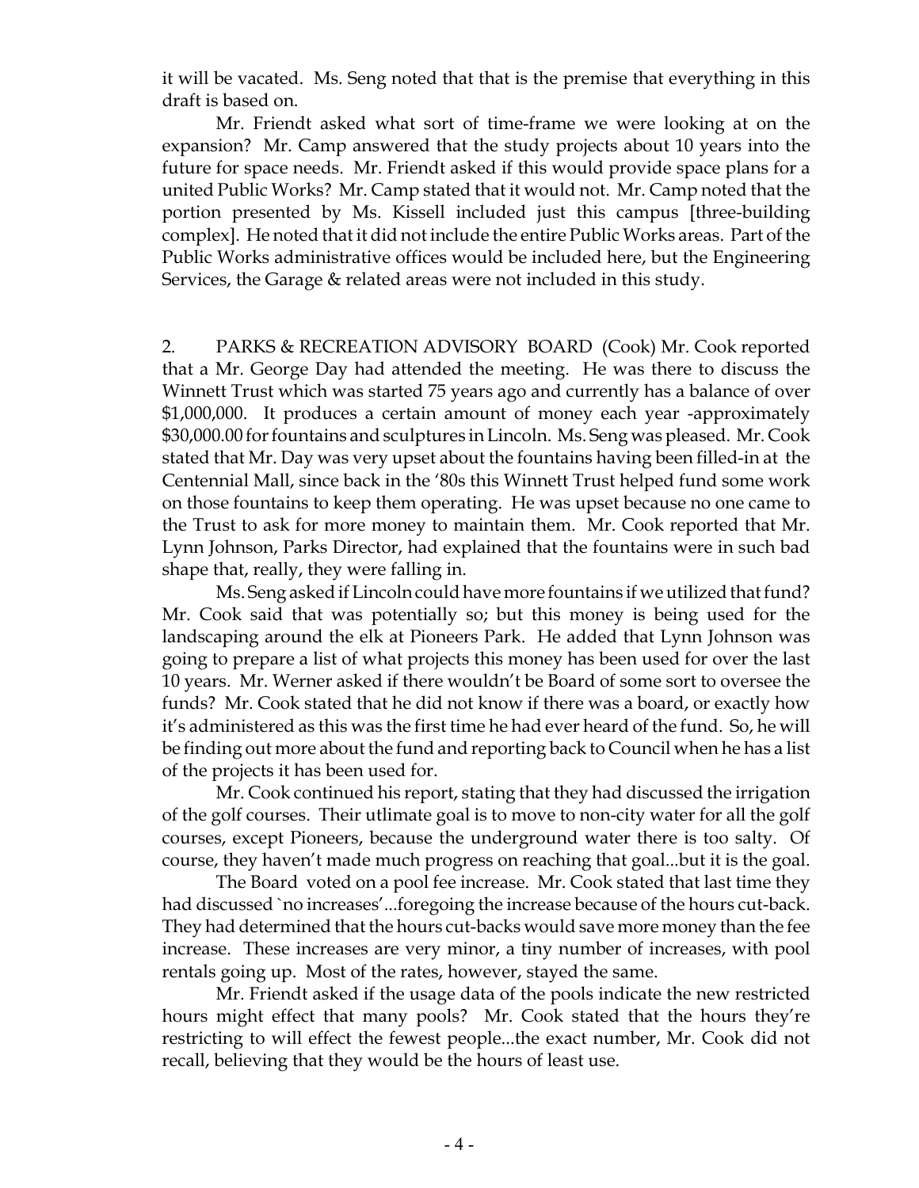it will be vacated. Ms. Seng noted that that is the premise that everything in this draft is based on.

Mr. Friendt asked what sort of time-frame we were looking at on the expansion? Mr. Camp answered that the study projects about 10 years into the future for space needs. Mr. Friendt asked if this would provide space plans for a united Public Works? Mr. Camp stated that it would not. Mr. Camp noted that the portion presented by Ms. Kissell included just this campus [three-building complex]. He noted that it did not include the entire Public Works areas. Part of the Public Works administrative offices would be included here, but the Engineering Services, the Garage & related areas were not included in this study.

2. PARKS & RECREATION ADVISORY BOARD (Cook) Mr. Cook reported that a Mr. George Day had attended the meeting. He was there to discuss the Winnett Trust which was started 75 years ago and currently has a balance of over $1,000,000. It produces a certain amount of money each year -approximately $30,000.00 for fountains and sculptures in Lincoln. Ms. Seng was pleased. Mr. Cook stated that Mr. Day was very upset about the fountains having been filled-in at the Centennial Mall, since back in the '80s this Winnett Trust helped fund some work on those fountains to keep them operating. He was upset because no one came to the Trust to ask for more money to maintain them. Mr. Cook reported that Mr. Lynn Johnson, Parks Director, had explained that the fountains were in such bad shape that, really, they were falling in.

Ms. Seng asked if Lincoln could have more fountains if we utilized that fund? Mr. Cook said that was potentially so; but this money is being used for the landscaping around the elk at Pioneers Park. He added that Lynn Johnson was going to prepare a list of what projects this money has been used for over the last 10 years. Mr. Werner asked if there wouldn't be Board of some sort to oversee the funds? Mr. Cook stated that he did not know if there was a board, or exactly how it's administered as this was the first time he had ever heard of the fund. So, he will be finding out more about the fund and reporting back to Council when he has a list of the projects it has been used for.

Mr. Cook continued his report, stating that they had discussed the irrigation of the golf courses. Their utlimate goal is to move to non-city water for all the golf courses, except Pioneers, because the underground water there is too salty. Of course, they haven't made much progress on reaching that goal...but it is the goal.

The Board voted on a pool fee increase. Mr. Cook stated that last time they had discussed `no increases'...foregoing the increase because of the hours cut-back. They had determined that the hours cut-backs would save more money than the fee increase. These increases are very minor, a tiny number of increases, with pool rentals going up. Most of the rates, however, stayed the same.

Mr. Friendt asked if the usage data of the pools indicate the new restricted hours might effect that many pools? Mr. Cook stated that the hours they're restricting to will effect the fewest people...the exact number, Mr. Cook did not recall, believing that they would be the hours of least use.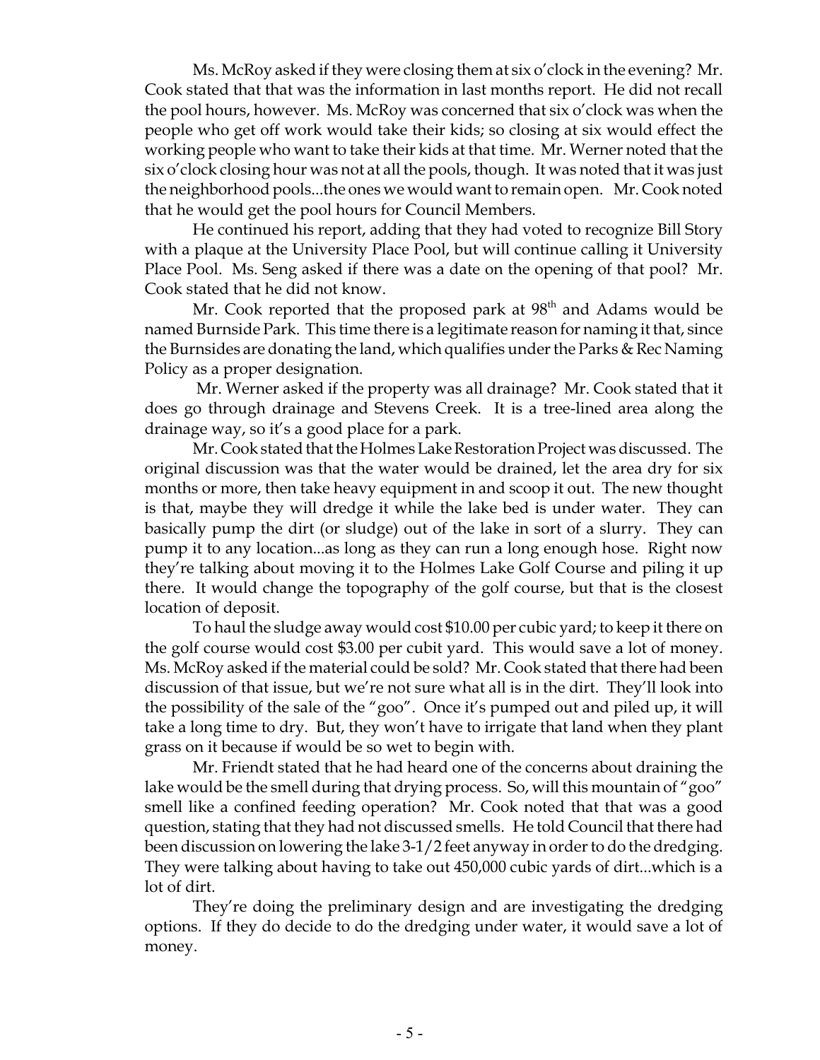Ms. McRoy asked if they were closing them at six o'clock in the evening? Mr. Cook stated that that was the information in last months report. He did not recall the pool hours, however. Ms. McRoy was concerned that six o'clock was when the people who get off work would take their kids; so closing at six would effect the working people who want to take their kids at that time. Mr. Werner noted that the six o'clock closing hour was not at all the pools, though. It was noted that it was just the neighborhood pools...the ones we would want to remain open. Mr. Cook noted that he would get the pool hours for Council Members.

He continued his report, adding that they had voted to recognize Bill Story with a plaque at the University Place Pool, but will continue calling it University Place Pool. Ms. Seng asked if there was a date on the opening of that pool? Mr. Cook stated that he did not know.

Mr. Cook reported that the proposed park at 98th and Adams would be named Burnside Park. This time there is a legitimate reason for naming it that, since the Burnsides are donating the land, which qualifies under the Parks & Rec Naming Policy as a proper designation.

Mr. Werner asked if the property was all drainage? Mr. Cook stated that it does go through drainage and Stevens Creek. It is a tree-lined area along the drainage way, so it's a good place for a park.

Mr. Cook stated that the Holmes Lake Restoration Project was discussed. The original discussion was that the water would be drained, let the area dry for six months or more, then take heavy equipment in and scoop it out. The new thought is that, maybe they will dredge it while the lake bed is under water. They can basically pump the dirt (or sludge) out of the lake in sort of a slurry. They can pump it to any location...as long as they can run a long enough hose. Right now they're talking about moving it to the Holmes Lake Golf Course and piling it up there. It would change the topography of the golf course, but that is the closest location of deposit.

To haul the sludge away would cost $10.00 per cubic yard; to keep it there on the golf course would cost $3.00 per cubit yard. This would save a lot of money. Ms. McRoy asked if the material could be sold? Mr. Cook stated that there had been discussion of that issue, but we're not sure what all is in the dirt. They'll look into the possibility of the sale of the "goo". Once it's pumped out and piled up, it will take a long time to dry. But, they won't have to irrigate that land when they plant grass on it because if would be so wet to begin with.

Mr. Friendt stated that he had heard one of the concerns about draining the lake would be the smell during that drying process. So, will this mountain of "goo" smell like a confined feeding operation? Mr. Cook noted that that was a good question, stating that they had not discussed smells. He told Council that there had been discussion on lowering the lake 3-1/2 feet anyway in order to do the dredging. They were talking about having to take out 450,000 cubic yards of dirt...which is a lot of dirt.

They're doing the preliminary design and are investigating the dredging options. If they do decide to do the dredging under water, it would save a lot of money.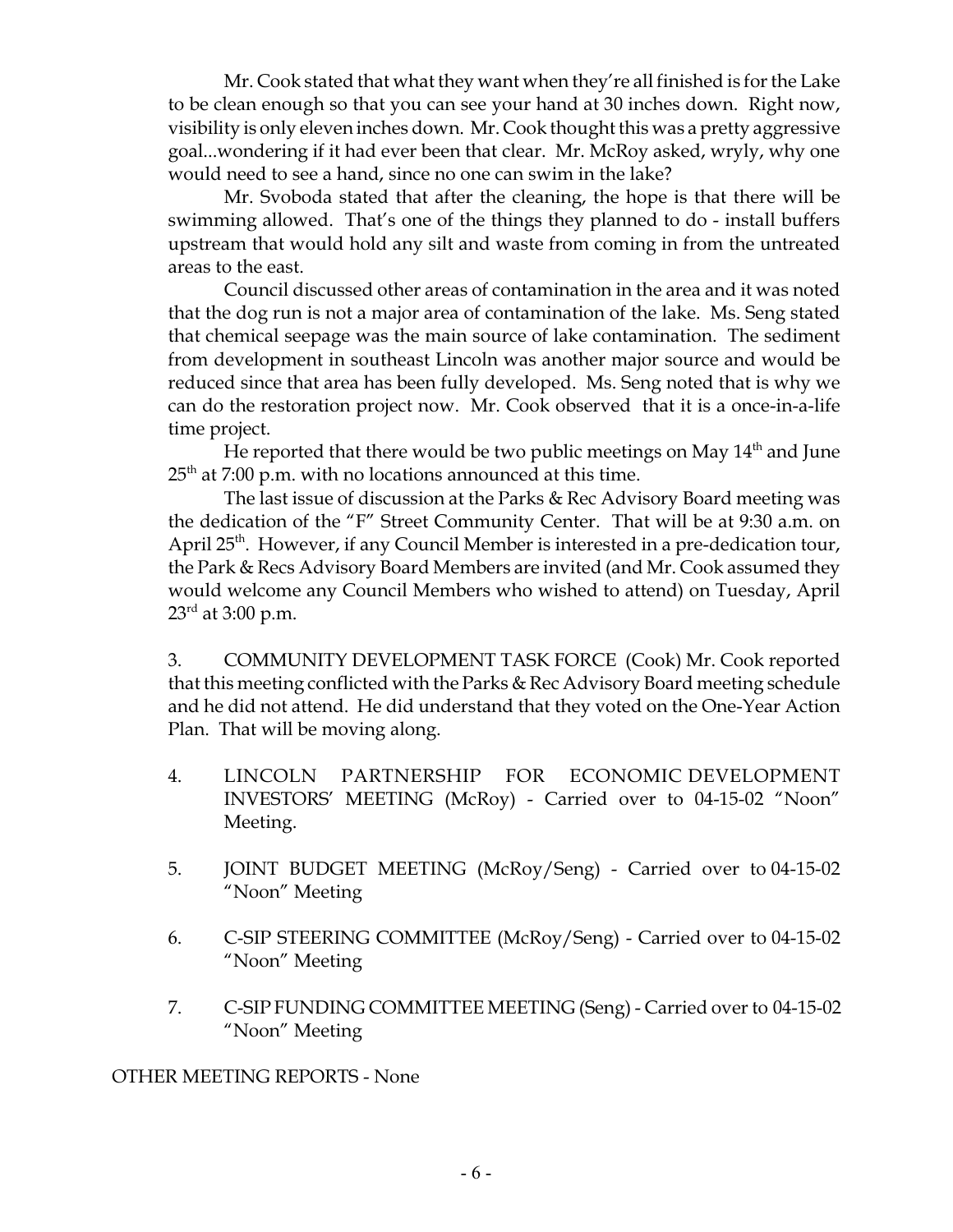Mr. Cook stated that what they want when they're all finished is for the Lake to be clean enough so that you can see your hand at 30 inches down. Right now, visibility is only eleven inches down. Mr. Cook thought this was a pretty aggressive goal...wondering if it had ever been that clear. Mr. McRoy asked, wryly, why one would need to see a hand, since no one can swim in the lake?

Mr. Svoboda stated that after the cleaning, the hope is that there will be swimming allowed. That's one of the things they planned to do - install buffers upstream that would hold any silt and waste from coming in from the untreated areas to the east.

Council discussed other areas of contamination in the area and it was noted that the dog run is not a major area of contamination of the lake. Ms. Seng stated that chemical seepage was the main source of lake contamination. The sediment from development in southeast Lincoln was another major source and would be reduced since that area has been fully developed. Ms. Seng noted that is why we can do the restoration project now. Mr. Cook observed that it is a once-in-a-life time project.

He reported that there would be two public meetings on May 14th and June 25th at 7:00 p.m. with no locations announced at this time.

The last issue of discussion at the Parks & Rec Advisory Board meeting was the dedication of the "F" Street Community Center. That will be at 9:30 a.m. on April 25th. However, if any Council Member is interested in a pre-dedication tour, the Park & Recs Advisory Board Members are invited (and Mr. Cook assumed they would welcome any Council Members who wished to attend) on Tuesday, April 23rd at 3:00 p.m.

3. COMMUNITY DEVELOPMENT TASK FORCE (Cook) Mr. Cook reported that this meeting conflicted with the Parks & Rec Advisory Board meeting schedule and he did not attend. He did understand that they voted on the One-Year Action Plan. That will be moving along.

4. LINCOLN PARTNERSHIP FOR ECONOMIC DEVELOPMENT INVESTORS' MEETING (McRoy) - Carried over to 04-15-02 "Noon" Meeting.

5. JOINT BUDGET MEETING (McRoy/Seng) - Carried over to 04-15-02 "Noon" Meeting

6. C-SIP STEERING COMMITTEE (McRoy/Seng) - Carried over to 04-15-02 "Noon" Meeting

7. C-SIP FUNDING COMMITTEE MEETING (Seng) - Carried over to 04-15-02 "Noon" Meeting

OTHER MEETING REPORTS - None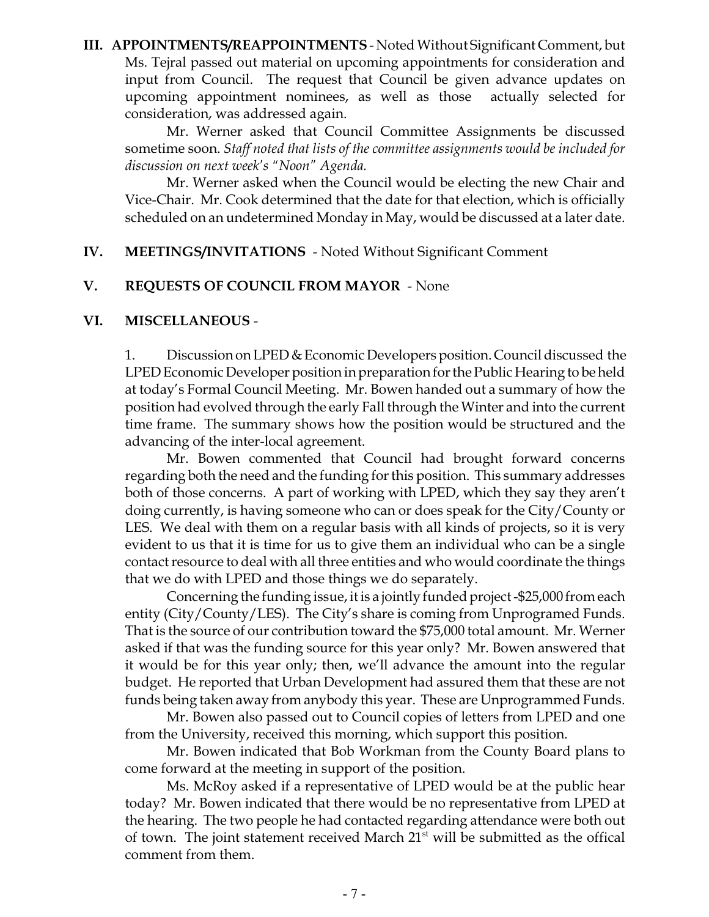**III. APPOINTMENTS/REAPPOINTMENTS** - Noted Without Significant Comment, but Ms. Tejral passed out material on upcoming appointments for consideration and input from Council. The request that Council be given advance updates on upcoming appointment nominees, as well as those actually selected for consideration, was addressed again.

Mr. Werner asked that Council Committee Assignments be discussed sometime soon. *Staff noted that lists of the committee assignments would be included for discussion on next week's "Noon" Agenda.*

Mr. Werner asked when the Council would be electing the new Chair and Vice-Chair. Mr. Cook determined that the date for that election, which is officially scheduled on an undetermined Monday in May, would be discussed at a later date.

**IV. MEETINGS/INVITATIONS** - Noted Without Significant Comment

**V. REQUESTS OF COUNCIL FROM MAYOR** - None

**VI. MISCELLANEOUS** -

1. Discussion on LPED & Economic Developers position. Council discussed the LPED Economic Developer position in preparation for the Public Hearing to be held at today's Formal Council Meeting. Mr. Bowen handed out a summary of how the position had evolved through the early Fall through the Winter and into the current time frame. The summary shows how the position would be structured and the advancing of the inter-local agreement.

Mr. Bowen commented that Council had brought forward concerns regarding both the need and the funding for this position. This summary addresses both of those concerns. A part of working with LPED, which they say they aren't doing currently, is having someone who can or does speak for the City/County or LES. We deal with them on a regular basis with all kinds of projects, so it is very evident to us that it is time for us to give them an individual who can be a single contact resource to deal with all three entities and who would coordinate the things that we do with LPED and those things we do separately.

Concerning the funding issue, it is a jointly funded project -$25,000 from each entity (City/County/LES). The City's share is coming from Unprogramed Funds. That is the source of our contribution toward the $75,000 total amount. Mr. Werner asked if that was the funding source for this year only? Mr. Bowen answered that it would be for this year only; then, we'll advance the amount into the regular budget. He reported that Urban Development had assured them that these are not funds being taken away from anybody this year. These are Unprogrammed Funds.

Mr. Bowen also passed out to Council copies of letters from LPED and one from the University, received this morning, which support this position.

Mr. Bowen indicated that Bob Workman from the County Board plans to come forward at the meeting in support of the position.

Ms. McRoy asked if a representative of LPED would be at the public hear today? Mr. Bowen indicated that there would be no representative from LPED at the hearing. The two people he had contacted regarding attendance were both out of town. The joint statement received March 21st will be submitted as the offical comment from them.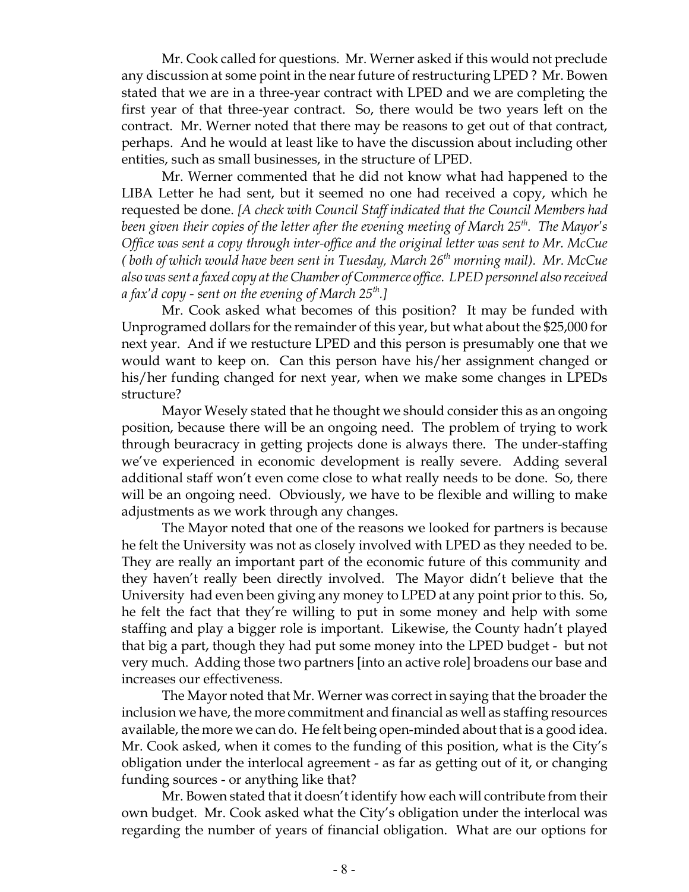Mr. Cook called for questions. Mr. Werner asked if this would not preclude any discussion at some point in the near future of restructuring LPED ? Mr. Bowen stated that we are in a three-year contract with LPED and we are completing the first year of that three-year contract. So, there would be two years left on the contract. Mr. Werner noted that there may be reasons to get out of that contract, perhaps. And he would at least like to have the discussion about including other entities, such as small businesses, in the structure of LPED.

Mr. Werner commented that he did not know what had happened to the LIBA Letter he had sent, but it seemed no one had received a copy, which he requested be done. *[A check with Council Staff indicated that the Council Members had been given their copies of the letter after the evening meeting of March 25th. The Mayor's Office was sent a copy through inter-office and the original letter was sent to Mr. McCue ( both of which would have been sent in Tuesday, March 26th morning mail). Mr. McCue also was sent a faxed copy at the Chamber of Commerce office. LPED personnel also received a fax'd copy - sent on the evening of March 25th.]*

Mr. Cook asked what becomes of this position? It may be funded with Unprogramed dollars for the remainder of this year, but what about the $25,000 for next year. And if we restucture LPED and this person is presumably one that we would want to keep on. Can this person have his/her assignment changed or his/her funding changed for next year, when we make some changes in LPEDs structure?

Mayor Wesely stated that he thought we should consider this as an ongoing position, because there will be an ongoing need. The problem of trying to work through beuracracy in getting projects done is always there. The under-staffing we've experienced in economic development is really severe. Adding several additional staff won't even come close to what really needs to be done. So, there will be an ongoing need. Obviously, we have to be flexible and willing to make adjustments as we work through any changes.

The Mayor noted that one of the reasons we looked for partners is because he felt the University was not as closely involved with LPED as they needed to be. They are really an important part of the economic future of this community and they haven't really been directly involved. The Mayor didn't believe that the University had even been giving any money to LPED at any point prior to this. So, he felt the fact that they're willing to put in some money and help with some staffing and play a bigger role is important. Likewise, the County hadn't played that big a part, though they had put some money into the LPED budget - but not very much. Adding those two partners [into an active role] broadens our base and increases our effectiveness.

The Mayor noted that Mr. Werner was correct in saying that the broader the inclusion we have, the more commitment and financial as well as staffing resources available, the more we can do. He felt being open-minded about that is a good idea. Mr. Cook asked, when it comes to the funding of this position, what is the City's obligation under the interlocal agreement - as far as getting out of it, or changing funding sources - or anything like that?

Mr. Bowen stated that it doesn't identify how each will contribute from their own budget. Mr. Cook asked what the City's obligation under the interlocal was regarding the number of years of financial obligation. What are our options for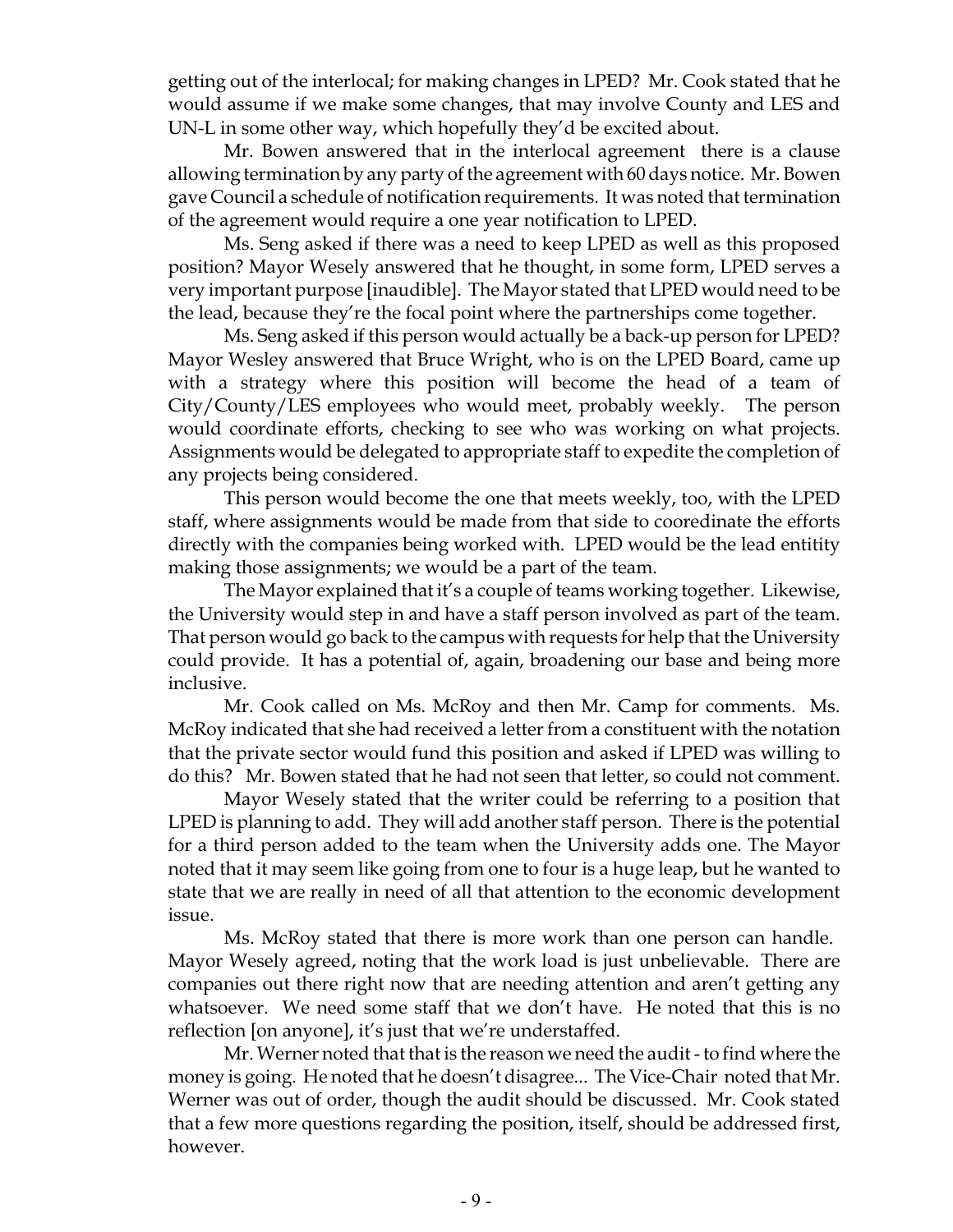getting out of the interlocal; for making changes in LPED? Mr. Cook stated that he would assume if we make some changes, that may involve County and LES and UN-L in some other way, which hopefully they'd be excited about.

Mr. Bowen answered that in the interlocal agreement there is a clause allowing termination by any party of the agreement with 60 days notice. Mr. Bowen gave Council a schedule of notification requirements. It was noted that termination of the agreement would require a one year notification to LPED.

Ms. Seng asked if there was a need to keep LPED as well as this proposed position? Mayor Wesely answered that he thought, in some form, LPED serves a very important purpose [inaudible]. The Mayor stated that LPED would need to be the lead, because they're the focal point where the partnerships come together.

Ms. Seng asked if this person would actually be a back-up person for LPED? Mayor Wesley answered that Bruce Wright, who is on the LPED Board, came up with a strategy where this position will become the head of a team of City/County/LES employees who would meet, probably weekly. The person would coordinate efforts, checking to see who was working on what projects. Assignments would be delegated to appropriate staff to expedite the completion of any projects being considered.

This person would become the one that meets weekly, too, with the LPED staff, where assignments would be made from that side to cooredinate the efforts directly with the companies being worked with. LPED would be the lead entitity making those assignments; we would be a part of the team.

The Mayor explained that it's a couple of teams working together. Likewise, the University would step in and have a staff person involved as part of the team. That person would go back to the campus with requests for help that the University could provide. It has a potential of, again, broadening our base and being more inclusive.

Mr. Cook called on Ms. McRoy and then Mr. Camp for comments. Ms. McRoy indicated that she had received a letter from a constituent with the notation that the private sector would fund this position and asked if LPED was willing to do this? Mr. Bowen stated that he had not seen that letter, so could not comment.

Mayor Wesely stated that the writer could be referring to a position that LPED is planning to add. They will add another staff person. There is the potential for a third person added to the team when the University adds one. The Mayor noted that it may seem like going from one to four is a huge leap, but he wanted to state that we are really in need of all that attention to the economic development issue.

Ms. McRoy stated that there is more work than one person can handle. Mayor Wesely agreed, noting that the work load is just unbelievable. There are companies out there right now that are needing attention and aren't getting any whatsoever. We need some staff that we don't have. He noted that this is no reflection [on anyone], it's just that we're understaffed.

Mr. Werner noted that that is the reason we need the audit - to find where the money is going. He noted that he doesn't disagree... The Vice-Chair noted that Mr. Werner was out of order, though the audit should be discussed. Mr. Cook stated that a few more questions regarding the position, itself, should be addressed first, however.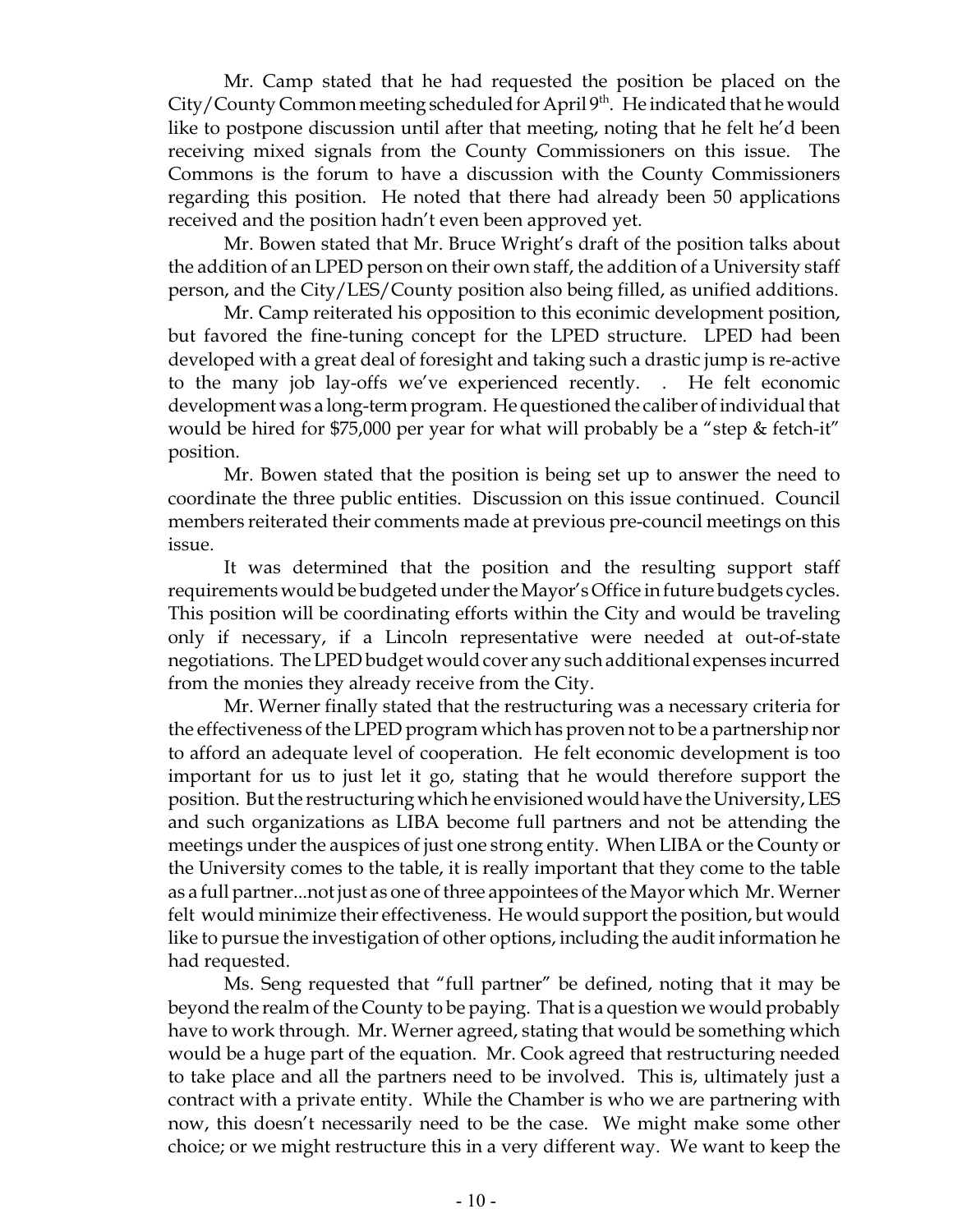Mr. Camp stated that he had requested the position be placed on the City/County Common meeting scheduled for April 9th. He indicated that he would like to postpone discussion until after that meeting, noting that he felt he'd been receiving mixed signals from the County Commissioners on this issue. The Commons is the forum to have a discussion with the County Commissioners regarding this position. He noted that there had already been 50 applications received and the position hadn't even been approved yet.

Mr. Bowen stated that Mr. Bruce Wright's draft of the position talks about the addition of an LPED person on their own staff, the addition of a University staff person, and the City/LES/County position also being filled, as unified additions.

Mr. Camp reiterated his opposition to this econimic development position, but favored the fine-tuning concept for the LPED structure. LPED had been developed with a great deal of foresight and taking such a drastic jump is re-active to the many job lay-offs we've experienced recently. . He felt economic development was a long-term program. He questioned the caliber of individual that would be hired for $75,000 per year for what will probably be a "step & fetch-it" position.

Mr. Bowen stated that the position is being set up to answer the need to coordinate the three public entities. Discussion on this issue continued. Council members reiterated their comments made at previous pre-council meetings on this issue.

It was determined that the position and the resulting support staff requirements would be budgeted under the Mayor's Office in future budgets cycles. This position will be coordinating efforts within the City and would be traveling only if necessary, if a Lincoln representative were needed at out-of-state negotiations. The LPED budget would cover any such additional expenses incurred from the monies they already receive from the City.

Mr. Werner finally stated that the restructuring was a necessary criteria for the effectiveness of the LPED program which has proven not to be a partnership nor to afford an adequate level of cooperation. He felt economic development is too important for us to just let it go, stating that he would therefore support the position. But the restructuring which he envisioned would have the University, LES and such organizations as LIBA become full partners and not be attending the meetings under the auspices of just one strong entity. When LIBA or the County or the University comes to the table, it is really important that they come to the table as a full partner...not just as one of three appointees of the Mayor which Mr. Werner felt would minimize their effectiveness. He would support the position, but would like to pursue the investigation of other options, including the audit information he had requested.

Ms. Seng requested that "full partner" be defined, noting that it may be beyond the realm of the County to be paying. That is a question we would probably have to work through. Mr. Werner agreed, stating that would be something which would be a huge part of the equation. Mr. Cook agreed that restructuring needed to take place and all the partners need to be involved. This is, ultimately just a contract with a private entity. While the Chamber is who we are partnering with now, this doesn't necessarily need to be the case. We might make some other choice; or we might restructure this in a very different way. We want to keep the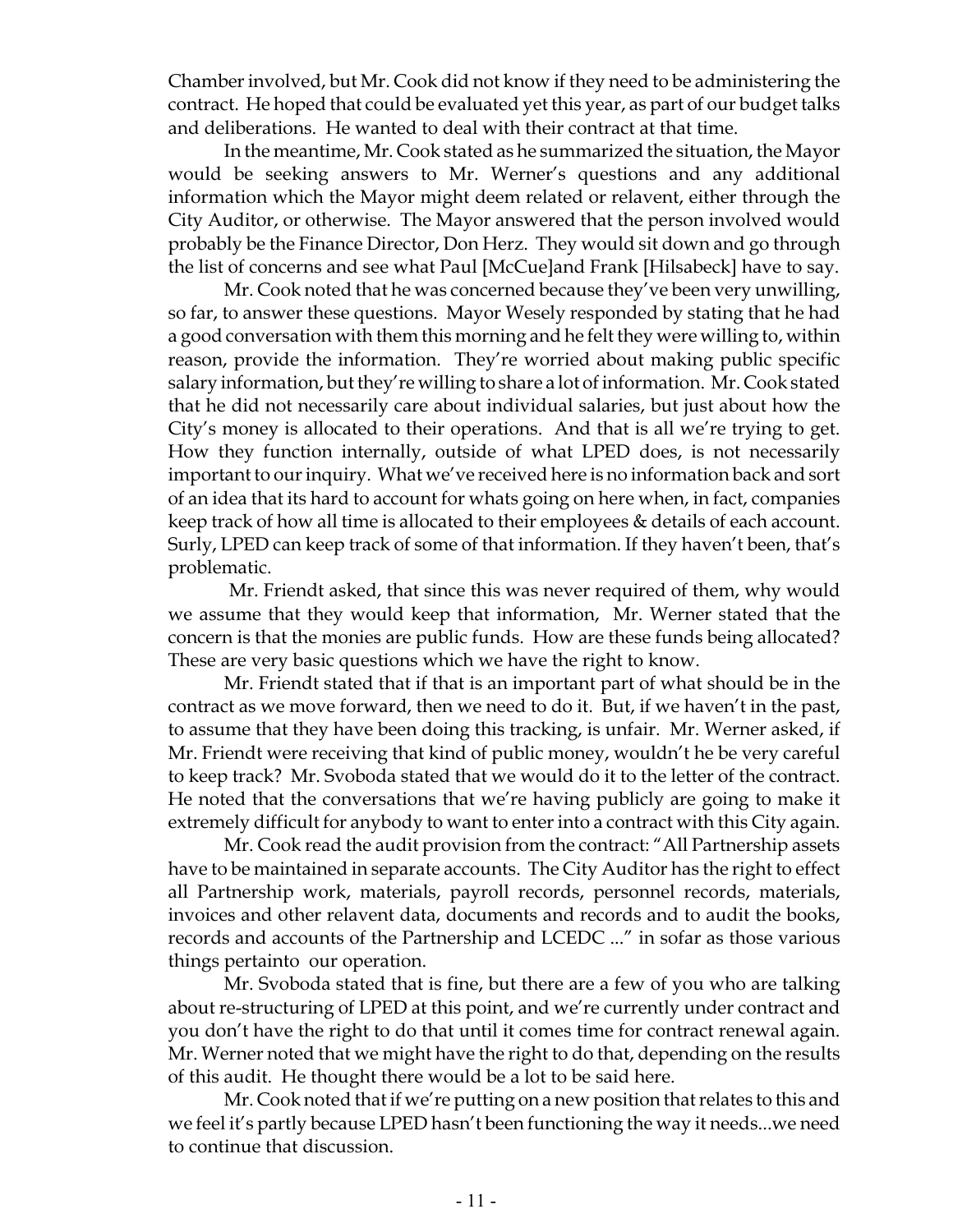Chamber involved, but Mr. Cook did not know if they need to be administering the contract. He hoped that could be evaluated yet this year, as part of our budget talks and deliberations. He wanted to deal with their contract at that time.

In the meantime, Mr. Cook stated as he summarized the situation, the Mayor would be seeking answers to Mr. Werner's questions and any additional information which the Mayor might deem related or relavent, either through the City Auditor, or otherwise. The Mayor answered that the person involved would probably be the Finance Director, Don Herz. They would sit down and go through the list of concerns and see what Paul [McCue]and Frank [Hilsabeck] have to say.

Mr. Cook noted that he was concerned because they've been very unwilling, so far, to answer these questions. Mayor Wesely responded by stating that he had a good conversation with them this morning and he felt they were willing to, within reason, provide the information. They're worried about making public specific salary information, but they're willing to share a lot of information. Mr. Cook stated that he did not necessarily care about individual salaries, but just about how the City's money is allocated to their operations. And that is all we're trying to get. How they function internally, outside of what LPED does, is not necessarily important to our inquiry. What we've received here is no information back and sort of an idea that its hard to account for whats going on here when, in fact, companies keep track of how all time is allocated to their employees & details of each account. Surly, LPED can keep track of some of that information. If they haven't been, that's problematic.

Mr. Friendt asked, that since this was never required of them, why would we assume that they would keep that information, Mr. Werner stated that the concern is that the monies are public funds. How are these funds being allocated? These are very basic questions which we have the right to know.

Mr. Friendt stated that if that is an important part of what should be in the contract as we move forward, then we need to do it. But, if we haven't in the past, to assume that they have been doing this tracking, is unfair. Mr. Werner asked, if Mr. Friendt were receiving that kind of public money, wouldn't he be very careful to keep track? Mr. Svoboda stated that we would do it to the letter of the contract. He noted that the conversations that we're having publicly are going to make it extremely difficult for anybody to want to enter into a contract with this City again.

Mr. Cook read the audit provision from the contract: "All Partnership assets have to be maintained in separate accounts. The City Auditor has the right to effect all Partnership work, materials, payroll records, personnel records, materials, invoices and other relavent data, documents and records and to audit the books, records and accounts of the Partnership and LCEDC ..." in sofar as those various things pertainto our operation.

Mr. Svoboda stated that is fine, but there are a few of you who are talking about re-structuring of LPED at this point, and we're currently under contract and you don't have the right to do that until it comes time for contract renewal again. Mr. Werner noted that we might have the right to do that, depending on the results of this audit. He thought there would be a lot to be said here.

Mr. Cook noted that if we're putting on a new position that relates to this and we feel it's partly because LPED hasn't been functioning the way it needs...we need to continue that discussion.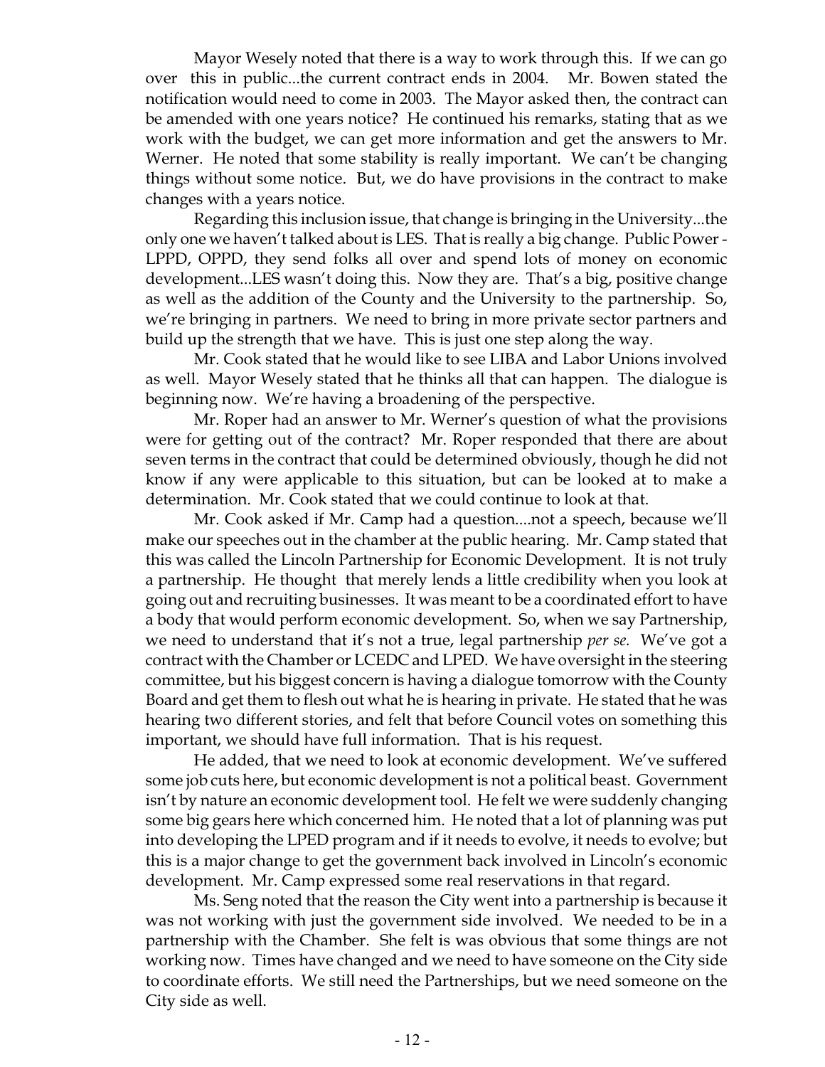Mayor Wesely noted that there is a way to work through this. If we can go over this in public...the current contract ends in 2004. Mr. Bowen stated the notification would need to come in 2003. The Mayor asked then, the contract can be amended with one years notice? He continued his remarks, stating that as we work with the budget, we can get more information and get the answers to Mr. Werner. He noted that some stability is really important. We can't be changing things without some notice. But, we do have provisions in the contract to make changes with a years notice.

Regarding this inclusion issue, that change is bringing in the University...the only one we haven't talked about is LES. That is really a big change. Public Power - LPPD, OPPD, they send folks all over and spend lots of money on economic development...LES wasn't doing this. Now they are. That's a big, positive change as well as the addition of the County and the University to the partnership. So, we're bringing in partners. We need to bring in more private sector partners and build up the strength that we have. This is just one step along the way.

Mr. Cook stated that he would like to see LIBA and Labor Unions involved as well. Mayor Wesely stated that he thinks all that can happen. The dialogue is beginning now. We're having a broadening of the perspective.

Mr. Roper had an answer to Mr. Werner's question of what the provisions were for getting out of the contract? Mr. Roper responded that there are about seven terms in the contract that could be determined obviously, though he did not know if any were applicable to this situation, but can be looked at to make a determination. Mr. Cook stated that we could continue to look at that.

Mr. Cook asked if Mr. Camp had a question....not a speech, because we'll make our speeches out in the chamber at the public hearing. Mr. Camp stated that this was called the Lincoln Partnership for Economic Development. It is not truly a partnership. He thought that merely lends a little credibility when you look at going out and recruiting businesses. It was meant to be a coordinated effort to have a body that would perform economic development. So, when we say Partnership, we need to understand that it's not a true, legal partnership *per se.* We've got a contract with the Chamber or LCEDC and LPED. We have oversight in the steering committee, but his biggest concern is having a dialogue tomorrow with the County Board and get them to flesh out what he is hearing in private. He stated that he was hearing two different stories, and felt that before Council votes on something this important, we should have full information. That is his request.

He added, that we need to look at economic development. We've suffered some job cuts here, but economic development is not a political beast. Government isn't by nature an economic development tool. He felt we were suddenly changing some big gears here which concerned him. He noted that a lot of planning was put into developing the LPED program and if it needs to evolve, it needs to evolve; but this is a major change to get the government back involved in Lincoln's economic development. Mr. Camp expressed some real reservations in that regard.

Ms. Seng noted that the reason the City went into a partnership is because it was not working with just the government side involved. We needed to be in a partnership with the Chamber. She felt is was obvious that some things are not working now. Times have changed and we need to have someone on the City side to coordinate efforts. We still need the Partnerships, but we need someone on the City side as well.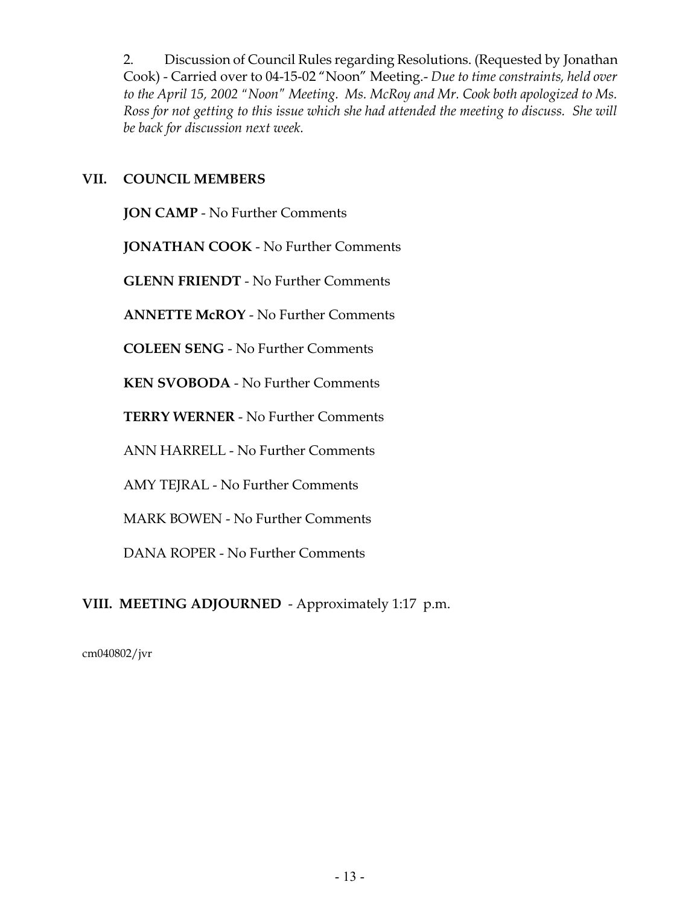2. Discussion of Council Rules regarding Resolutions. (Requested by Jonathan Cook) - Carried over to 04-15-02 "Noon" Meeting.- *Due to time constraints, held over to the April 15, 2002 "Noon" Meeting. Ms. McRoy and Mr. Cook both apologized to Ms. Ross for not getting to this issue which she had attended the meeting to discuss. She will be back for discussion next week.*

## VII. COUNCIL MEMBERS

**JON CAMP** - No Further Comments

**JONATHAN COOK** - No Further Comments

**GLENN FRIENDT** - No Further Comments

**ANNETTE McROY** - No Further Comments

**COLEEN SENG** - No Further Comments

**KEN SVOBODA** - No Further Comments

**TERRY WERNER** - No Further Comments

ANN HARRELL - No Further Comments

AMY TEJRAL - No Further Comments

MARK BOWEN - No Further Comments

DANA ROPER - No Further Comments

## VIII. MEETING ADJOURNED - Approximately 1:17 p.m.

cm040802/jvr